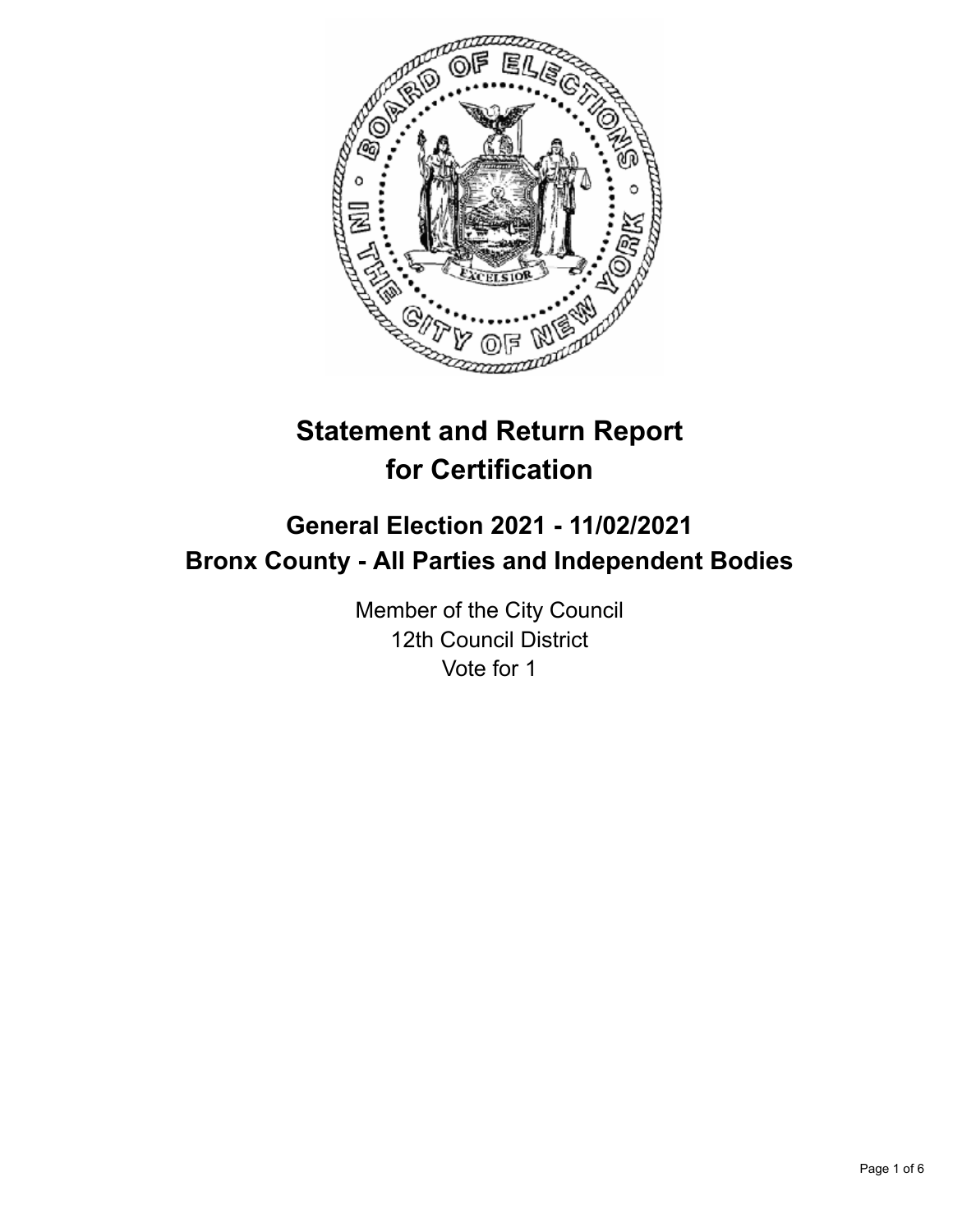# Statement and Return Report for Certification

## General Election 2021 - 11/02/2021
## Bronx County - All Parties and Independent Bodies

Member of the City Council
12th Council District
Vote for 1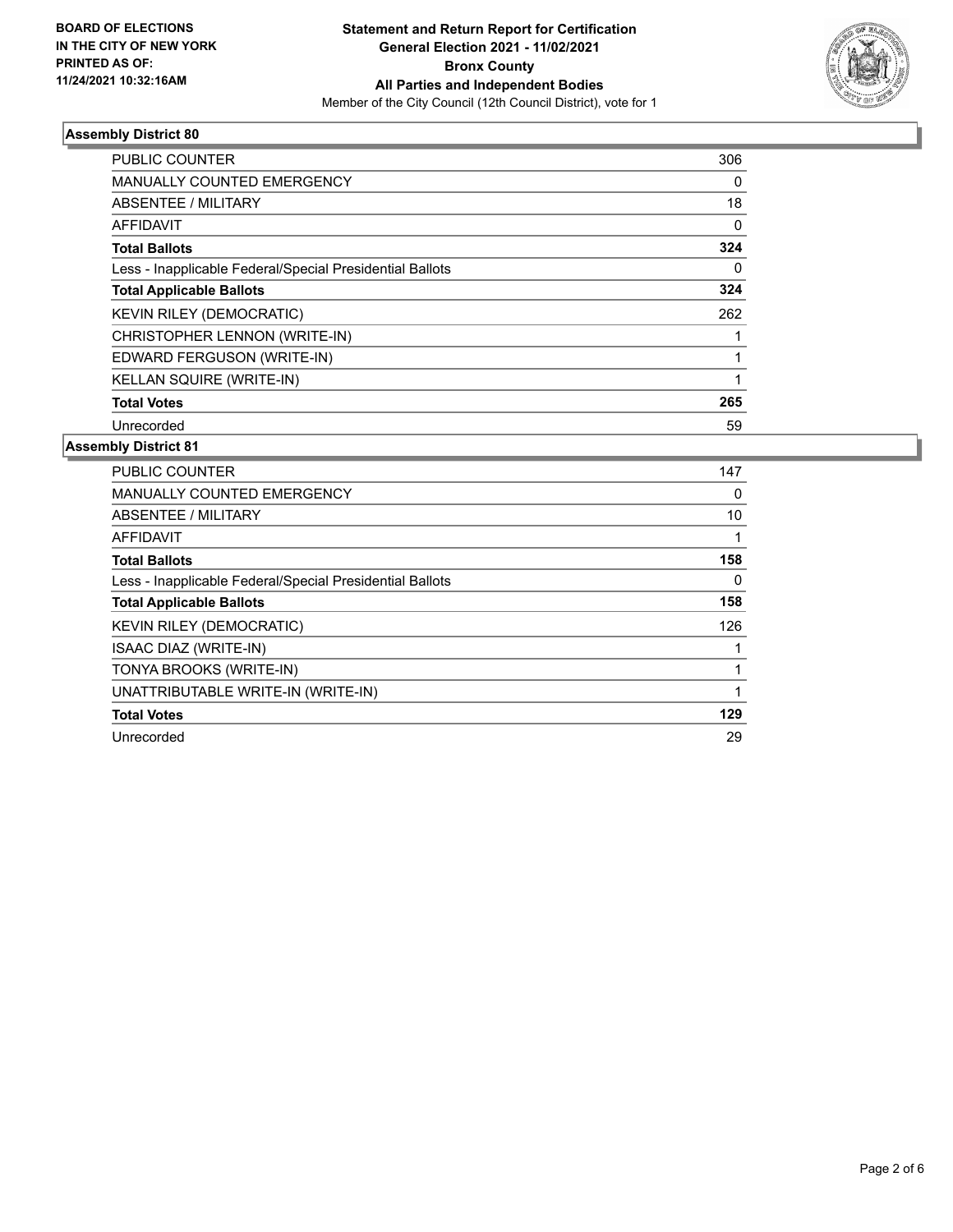## Assembly District 80

| | |
|---|---|
| PUBLIC COUNTER | 306 |
| MANUALLY COUNTED EMERGENCY | 0 |
| ABSENTEE / MILITARY | 18 |
| AFFIDAVIT | 0 |
| **Total Ballots** | **324** |
| Less - Inapplicable Federal/Special Presidential Ballots | 0 |
| **Total Applicable Ballots** | **324** |
| KEVIN RILEY (DEMOCRATIC) | 262 |
| CHRISTOPHER LENNON (WRITE-IN) | 1 |
| EDWARD FERGUSON (WRITE-IN) | 1 |
| KELLAN SQUIRE (WRITE-IN) | 1 |
| **Total Votes** | **265** |
| Unrecorded | 59 |

## Assembly District 81

| | |
|---|---|
| PUBLIC COUNTER | 147 |
| MANUALLY COUNTED EMERGENCY | 0 |
| ABSENTEE / MILITARY | 10 |
| AFFIDAVIT | 1 |
| **Total Ballots** | **158** |
| Less - Inapplicable Federal/Special Presidential Ballots | 0 |
| **Total Applicable Ballots** | **158** |
| KEVIN RILEY (DEMOCRATIC) | 126 |
| ISAAC DIAZ (WRITE-IN) | 1 |
| TONYA BROOKS (WRITE-IN) | 1 |
| UNATTRIBUTABLE WRITE-IN (WRITE-IN) | 1 |
| **Total Votes** | **129** |
| Unrecorded | 29 |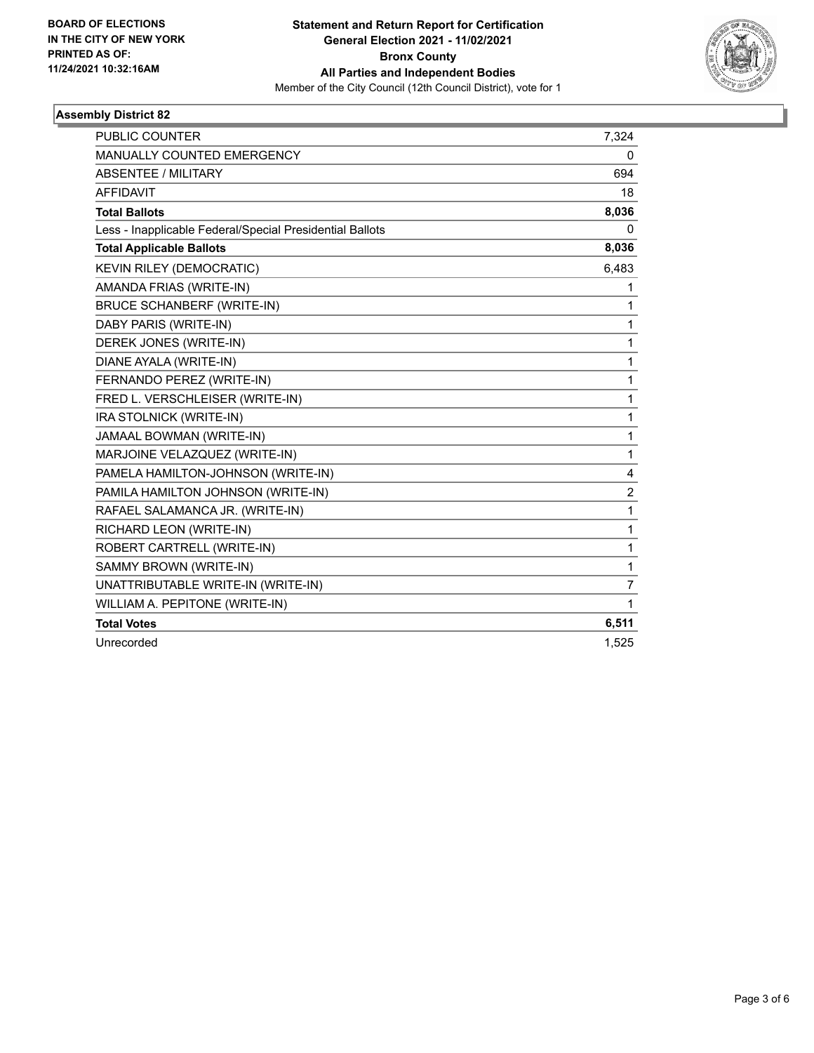**BOARD OF ELECTIONS IN THE CITY OF NEW YORK PRINTED AS OF: 11/24/2021 10:32:16AM**

**Statement and Return Report for Certification**
**General Election 2021 - 11/02/2021**
**Bronx County**
**All Parties and Independent Bodies**
Member of the City Council (12th Council District), vote for 1

## Assembly District 82

| | |
|---|---|
| PUBLIC COUNTER | 7,324 |
| MANUALLY COUNTED EMERGENCY | 0 |
| ABSENTEE / MILITARY | 694 |
| AFFIDAVIT | 18 |
| **Total Ballots** | **8,036** |
| Less - Inapplicable Federal/Special Presidential Ballots | 0 |
| **Total Applicable Ballots** | **8,036** |
| KEVIN RILEY (DEMOCRATIC) | 6,483 |
| AMANDA FRIAS (WRITE-IN) | 1 |
| BRUCE SCHANBERF (WRITE-IN) | 1 |
| DABY PARIS (WRITE-IN) | 1 |
| DEREK JONES (WRITE-IN) | 1 |
| DIANE AYALA (WRITE-IN) | 1 |
| FERNANDO PEREZ (WRITE-IN) | 1 |
| FRED L. VERSCHLEISER (WRITE-IN) | 1 |
| IRA STOLNICK (WRITE-IN) | 1 |
| JAMAAL BOWMAN (WRITE-IN) | 1 |
| MARJOINE VELAZQUEZ (WRITE-IN) | 1 |
| PAMELA HAMILTON-JOHNSON (WRITE-IN) | 4 |
| PAMILA HAMILTON JOHNSON (WRITE-IN) | 2 |
| RAFAEL SALAMANCA JR. (WRITE-IN) | 1 |
| RICHARD LEON (WRITE-IN) | 1 |
| ROBERT CARTRELL (WRITE-IN) | 1 |
| SAMMY BROWN (WRITE-IN) | 1 |
| UNATTRIBUTABLE WRITE-IN (WRITE-IN) | 7 |
| WILLIAM A. PEPITONE (WRITE-IN) | 1 |
| **Total Votes** | **6,511** |
| Unrecorded | 1,525 |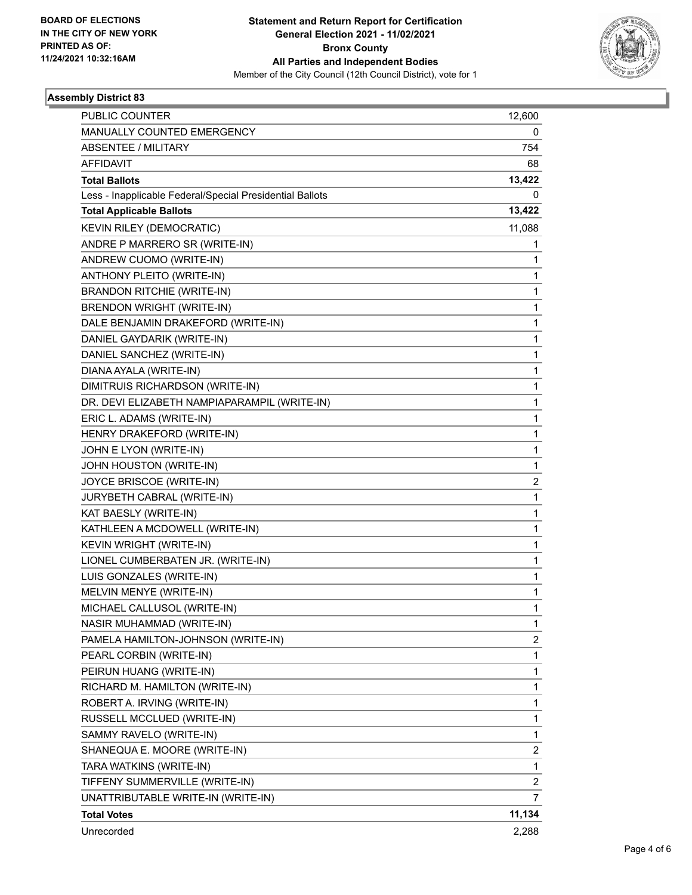**BOARD OF ELECTIONS IN THE CITY OF NEW YORK PRINTED AS OF: 11/24/2021 10:32:16AM**

# Statement and Return Report for Certification
## General Election 2021 - 11/02/2021
## Bronx County
## All Parties and Independent Bodies
Member of the City Council (12th Council District), vote for 1

### Assembly District 83

| | |
|---|---|
| PUBLIC COUNTER | 12,600 |
| MANUALLY COUNTED EMERGENCY | 0 |
| ABSENTEE / MILITARY | 754 |
| AFFIDAVIT | 68 |
| **Total Ballots** | **13,422** |
| Less - Inapplicable Federal/Special Presidential Ballots | 0 |
| **Total Applicable Ballots** | **13,422** |
| KEVIN RILEY (DEMOCRATIC) | 11,088 |
| ANDRE P MARRERO SR (WRITE-IN) | 1 |
| ANDREW CUOMO (WRITE-IN) | 1 |
| ANTHONY PLEITO (WRITE-IN) | 1 |
| BRANDON RITCHIE (WRITE-IN) | 1 |
| BRENDON WRIGHT (WRITE-IN) | 1 |
| DALE BENJAMIN DRAKEFORD (WRITE-IN) | 1 |
| DANIEL GAYDARIK (WRITE-IN) | 1 |
| DANIEL SANCHEZ (WRITE-IN) | 1 |
| DIANA AYALA (WRITE-IN) | 1 |
| DIMITRUIS RICHARDSON (WRITE-IN) | 1 |
| DR. DEVI ELIZABETH NAMPIAPARAMPIL (WRITE-IN) | 1 |
| ERIC L. ADAMS (WRITE-IN) | 1 |
| HENRY DRAKEFORD (WRITE-IN) | 1 |
| JOHN E LYON (WRITE-IN) | 1 |
| JOHN HOUSTON (WRITE-IN) | 1 |
| JOYCE BRISCOE (WRITE-IN) | 2 |
| JURYBETH CABRAL (WRITE-IN) | 1 |
| KAT BAESLY (WRITE-IN) | 1 |
| KATHLEEN A MCDOWELL (WRITE-IN) | 1 |
| KEVIN WRIGHT (WRITE-IN) | 1 |
| LIONEL CUMBERBATEN JR. (WRITE-IN) | 1 |
| LUIS GONZALES (WRITE-IN) | 1 |
| MELVIN MENYE (WRITE-IN) | 1 |
| MICHAEL CALLUSOL (WRITE-IN) | 1 |
| NASIR MUHAMMAD (WRITE-IN) | 1 |
| PAMELA HAMILTON-JOHNSON (WRITE-IN) | 2 |
| PEARL CORBIN (WRITE-IN) | 1 |
| PEIRUN HUANG (WRITE-IN) | 1 |
| RICHARD M. HAMILTON (WRITE-IN) | 1 |
| ROBERT A. IRVING (WRITE-IN) | 1 |
| RUSSELL MCCLUED (WRITE-IN) | 1 |
| SAMMY RAVELO (WRITE-IN) | 1 |
| SHANEQUA E. MOORE (WRITE-IN) | 2 |
| TARA WATKINS (WRITE-IN) | 1 |
| TIFFENY SUMMERVILLE (WRITE-IN) | 2 |
| UNATTRIBUTABLE WRITE-IN (WRITE-IN) | 7 |
| **Total Votes** | **11,134** |
| Unrecorded | 2,288 |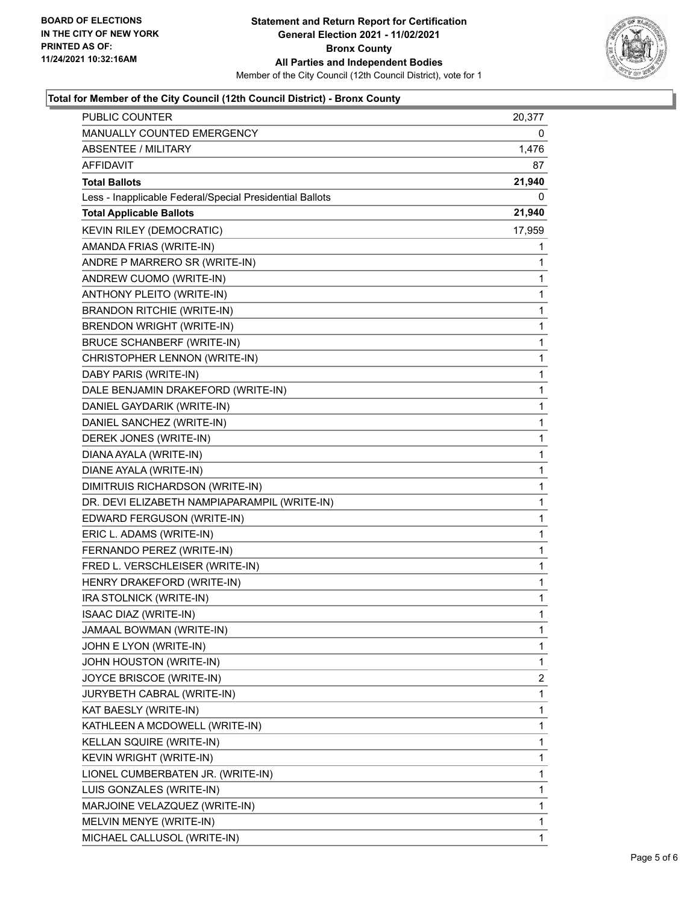BOARD OF ELECTIONS
IN THE CITY OF NEW YORK
PRINTED AS OF:
11/24/2021 10:32:16AM

**Statement and Return Report for Certification**
**General Election 2021 - 11/02/2021**
**Bronx County**
**All Parties and Independent Bodies**
Member of the City Council (12th Council District), vote for 1

### Total for Member of the City Council (12th Council District) - Bronx County

| | |
|---|---|
| PUBLIC COUNTER | 20,377 |
| MANUALLY COUNTED EMERGENCY | 0 |
| ABSENTEE / MILITARY | 1,476 |
| AFFIDAVIT | 87 |
| **Total Ballots** | **21,940** |
| Less - Inapplicable Federal/Special Presidential Ballots | 0 |
| **Total Applicable Ballots** | **21,940** |
| KEVIN RILEY (DEMOCRATIC) | 17,959 |
| AMANDA FRIAS (WRITE-IN) | 1 |
| ANDRE P MARRERO SR (WRITE-IN) | 1 |
| ANDREW CUOMO (WRITE-IN) | 1 |
| ANTHONY PLEITO (WRITE-IN) | 1 |
| BRANDON RITCHIE (WRITE-IN) | 1 |
| BRENDON WRIGHT (WRITE-IN) | 1 |
| BRUCE SCHANBERF (WRITE-IN) | 1 |
| CHRISTOPHER LENNON (WRITE-IN) | 1 |
| DABY PARIS (WRITE-IN) | 1 |
| DALE BENJAMIN DRAKEFORD (WRITE-IN) | 1 |
| DANIEL GAYDARIK (WRITE-IN) | 1 |
| DANIEL SANCHEZ (WRITE-IN) | 1 |
| DEREK JONES (WRITE-IN) | 1 |
| DIANA AYALA (WRITE-IN) | 1 |
| DIANE AYALA (WRITE-IN) | 1 |
| DIMITRUIS RICHARDSON (WRITE-IN) | 1 |
| DR. DEVI ELIZABETH NAMPIAPARAMPIL (WRITE-IN) | 1 |
| EDWARD FERGUSON (WRITE-IN) | 1 |
| ERIC L. ADAMS (WRITE-IN) | 1 |
| FERNANDO PEREZ (WRITE-IN) | 1 |
| FRED L. VERSCHLEISER (WRITE-IN) | 1 |
| HENRY DRAKEFORD (WRITE-IN) | 1 |
| IRA STOLNICK (WRITE-IN) | 1 |
| ISAAC DIAZ (WRITE-IN) | 1 |
| JAMAAL BOWMAN (WRITE-IN) | 1 |
| JOHN E LYON (WRITE-IN) | 1 |
| JOHN HOUSTON (WRITE-IN) | 1 |
| JOYCE BRISCOE (WRITE-IN) | 2 |
| JURYBETH CABRAL (WRITE-IN) | 1 |
| KAT BAESLY (WRITE-IN) | 1 |
| KATHLEEN A MCDOWELL (WRITE-IN) | 1 |
| KELLAN SQUIRE (WRITE-IN) | 1 |
| KEVIN WRIGHT (WRITE-IN) | 1 |
| LIONEL CUMBERBATEN JR. (WRITE-IN) | 1 |
| LUIS GONZALES (WRITE-IN) | 1 |
| MARJOINE VELAZQUEZ (WRITE-IN) | 1 |
| MELVIN MENYE (WRITE-IN) | 1 |
| MICHAEL CALLUSOL (WRITE-IN) | 1 |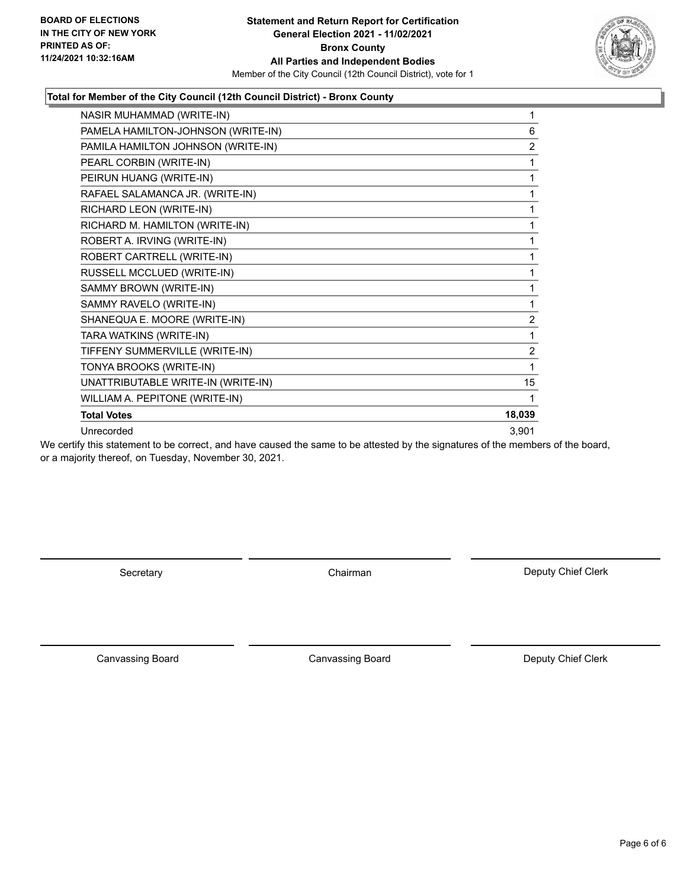**BOARD OF ELECTIONS IN THE CITY OF NEW YORK PRINTED AS OF: 11/24/2021 10:32:16AM**

**Statement and Return Report for Certification General Election 2021 - 11/02/2021 Bronx County All Parties and Independent Bodies**

Member of the City Council (12th Council District), vote for 1

**Total for Member of the City Council (12th Council District) - Bronx County**

| | |
|---|---|
| NASIR MUHAMMAD (WRITE-IN) | 1 |
| PAMELA HAMILTON-JOHNSON (WRITE-IN) | 6 |
| PAMILA HAMILTON JOHNSON (WRITE-IN) | 2 |
| PEARL CORBIN (WRITE-IN) | 1 |
| PEIRUN HUANG (WRITE-IN) | 1 |
| RAFAEL SALAMANCA JR. (WRITE-IN) | 1 |
| RICHARD LEON (WRITE-IN) | 1 |
| RICHARD M. HAMILTON (WRITE-IN) | 1 |
| ROBERT A. IRVING (WRITE-IN) | 1 |
| ROBERT CARTRELL (WRITE-IN) | 1 |
| RUSSELL MCCLUED (WRITE-IN) | 1 |
| SAMMY BROWN (WRITE-IN) | 1 |
| SAMMY RAVELO (WRITE-IN) | 1 |
| SHANEQUA E. MOORE (WRITE-IN) | 2 |
| TARA WATKINS (WRITE-IN) | 1 |
| TIFFENY SUMMERVILLE (WRITE-IN) | 2 |
| TONYA BROOKS (WRITE-IN) | 1 |
| UNATTRIBUTABLE WRITE-IN (WRITE-IN) | 15 |
| WILLIAM A. PEPITONE (WRITE-IN) | 1 |
| **Total Votes** | **18,039** |
| Unrecorded | 3,901 |

We certify this statement to be correct, and have caused the same to be attested by the signatures of the members of the board, or a majority thereof, on Tuesday, November 30, 2021.

Secretary

Chairman

Deputy Chief Clerk

Canvassing Board

Canvassing Board

Deputy Chief Clerk